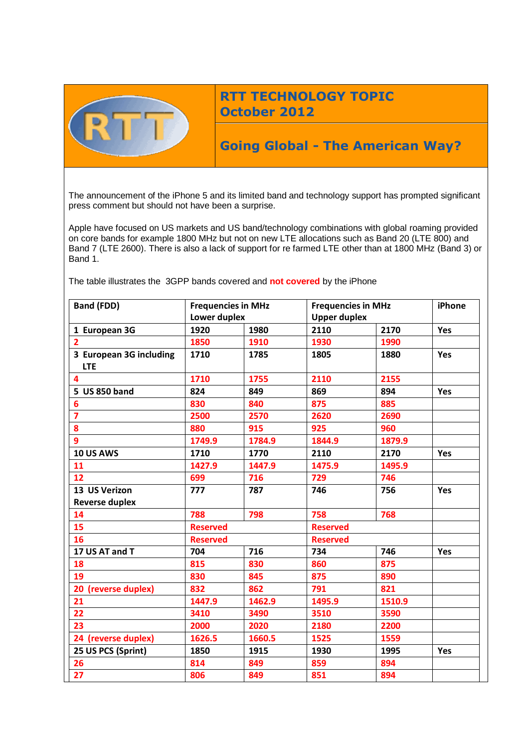# RTT TECHNOLOGY TOPIC October 2012

## Going Global - The American Way?

The announcement of the iPhone 5 and its limited band and technology support has prompted significant press comment but should not have been a surprise.

Apple have focused on US markets and US band/technology combinations with global roaming provided on core bands for example 1800 MHz but not on new LTE allocations such as Band 20 (LTE 800) and Band 7 (LTE 2600). There is also a lack of support for re farmed LTE other than at 1800 MHz (Band 3) or Band 1.

The table illustrates the 3GPP bands covered and **not covered** by the iPhone

| Band (FDD) | Frequencies in MHz Lower duplex | | Frequencies in MHz Upper duplex | | iPhone |
|---|---|---|---|---|---|
| 1 European 3G | 1920 | 1980 | 2110 | 2170 | Yes |
| 2 | 1850 | 1910 | 1930 | 1990 | |
| 3 European 3G including LTE | 1710 | 1785 | 1805 | 1880 | Yes |
| 4 | 1710 | 1755 | 2110 | 2155 | |
| 5 US 850 band | 824 | 849 | 869 | 894 | Yes |
| 6 | 830 | 840 | 875 | 885 | |
| 7 | 2500 | 2570 | 2620 | 2690 | |
| 8 | 880 | 915 | 925 | 960 | |
| 9 | 1749.9 | 1784.9 | 1844.9 | 1879.9 | |
| 10 US AWS | 1710 | 1770 | 2110 | 2170 | Yes |
| 11 | 1427.9 | 1447.9 | 1475.9 | 1495.9 | |
| 12 | 699 | 716 | 729 | 746 | |
| 13 US Verizon Reverse duplex | 777 | 787 | 746 | 756 | Yes |
| 14 | 788 | 798 | 758 | 768 | |
| 15 | Reserved | | Reserved | | |
| 16 | Reserved | | Reserved | | |
| 17 US AT and T | 704 | 716 | 734 | 746 | Yes |
| 18 | 815 | 830 | 860 | 875 | |
| 19 | 830 | 845 | 875 | 890 | |
| 20 (reverse duplex) | 832 | 862 | 791 | 821 | |
| 21 | 1447.9 | 1462.9 | 1495.9 | 1510.9 | |
| 22 | 3410 | 3490 | 3510 | 3590 | |
| 23 | 2000 | 2020 | 2180 | 2200 | |
| 24 (reverse duplex) | 1626.5 | 1660.5 | 1525 | 1559 | |
| 25 US PCS (Sprint) | 1850 | 1915 | 1930 | 1995 | Yes |
| 26 | 814 | 849 | 859 | 894 | |
| 27 | 806 | 849 | 851 | 894 | |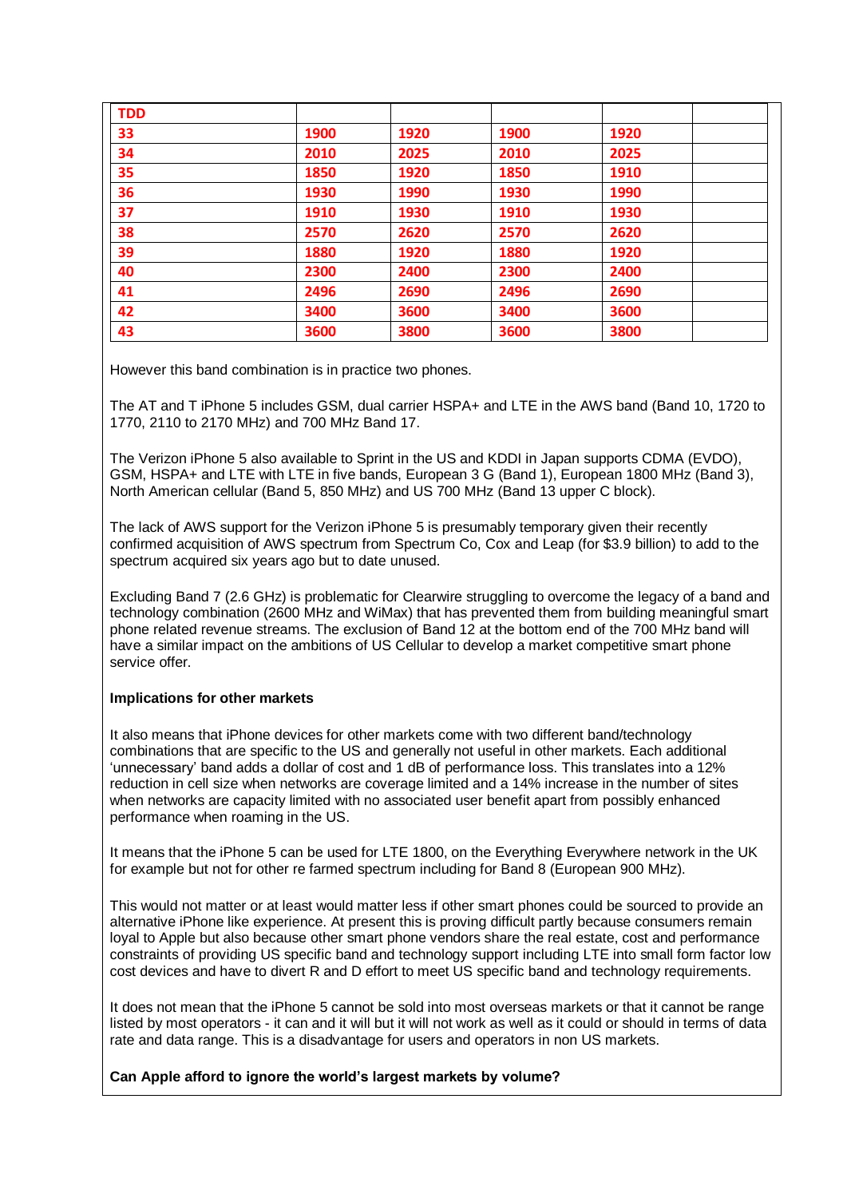| TDD | | | | | |
|---|---|---|---|---|---|
| 33 | 1900 | 1920 | 1900 | 1920 | |
| 34 | 2010 | 2025 | 2010 | 2025 | |
| 35 | 1850 | 1920 | 1850 | 1910 | |
| 36 | 1930 | 1990 | 1930 | 1990 | |
| 37 | 1910 | 1930 | 1910 | 1930 | |
| 38 | 2570 | 2620 | 2570 | 2620 | |
| 39 | 1880 | 1920 | 1880 | 1920 | |
| 40 | 2300 | 2400 | 2300 | 2400 | |
| 41 | 2496 | 2690 | 2496 | 2690 | |
| 42 | 3400 | 3600 | 3400 | 3600 | |
| 43 | 3600 | 3800 | 3600 | 3800 | |

However this band combination is in practice two phones.

The AT and T iPhone 5 includes GSM, dual carrier HSPA+ and LTE in the AWS band (Band 10, 1720 to 1770, 2110 to 2170 MHz) and 700 MHz Band 17.

The Verizon iPhone 5 also available to Sprint in the US and KDDI in Japan supports CDMA (EVDO), GSM, HSPA+ and LTE with LTE in five bands, European 3 G (Band 1), European 1800 MHz (Band 3), North American cellular (Band 5, 850 MHz) and US 700 MHz (Band 13 upper C block).

The lack of AWS support for the Verizon iPhone 5 is presumably temporary given their recently confirmed acquisition of AWS spectrum from Spectrum Co, Cox and Leap (for $3.9 billion) to add to the spectrum acquired six years ago but to date unused.

Excluding Band 7 (2.6 GHz) is problematic for Clearwire struggling to overcome the legacy of a band and technology combination (2600 MHz and WiMax) that has prevented them from building meaningful smart phone related revenue streams. The exclusion of Band 12 at the bottom end of the 700 MHz band will have a similar impact on the ambitions of US Cellular to develop a market competitive smart phone service offer.

**Implications for other markets**

It also means that iPhone devices for other markets come with two different band/technology combinations that are specific to the US and generally not useful in other markets. Each additional 'unnecessary' band adds a dollar of cost and 1 dB of performance loss. This translates into a 12% reduction in cell size when networks are coverage limited and a 14% increase in the number of sites when networks are capacity limited with no associated user benefit apart from possibly enhanced performance when roaming in the US.

It means that the iPhone 5 can be used for LTE 1800, on the Everything Everywhere network in the UK for example but not for other re farmed spectrum including for Band 8 (European 900 MHz).

This would not matter or at least would matter less if other smart phones could be sourced to provide an alternative iPhone like experience. At present this is proving difficult partly because consumers remain loyal to Apple but also because other smart phone vendors share the real estate, cost and performance constraints of providing US specific band and technology support including LTE into small form factor low cost devices and have to divert R and D effort to meet US specific band and technology requirements.

It does not mean that the iPhone 5 cannot be sold into most overseas markets or that it cannot be range listed by most operators - it can and it will but it will not work as well as it could or should in terms of data rate and data range. This is a disadvantage for users and operators in non US markets.

**Can Apple afford to ignore the world's largest markets by volume?**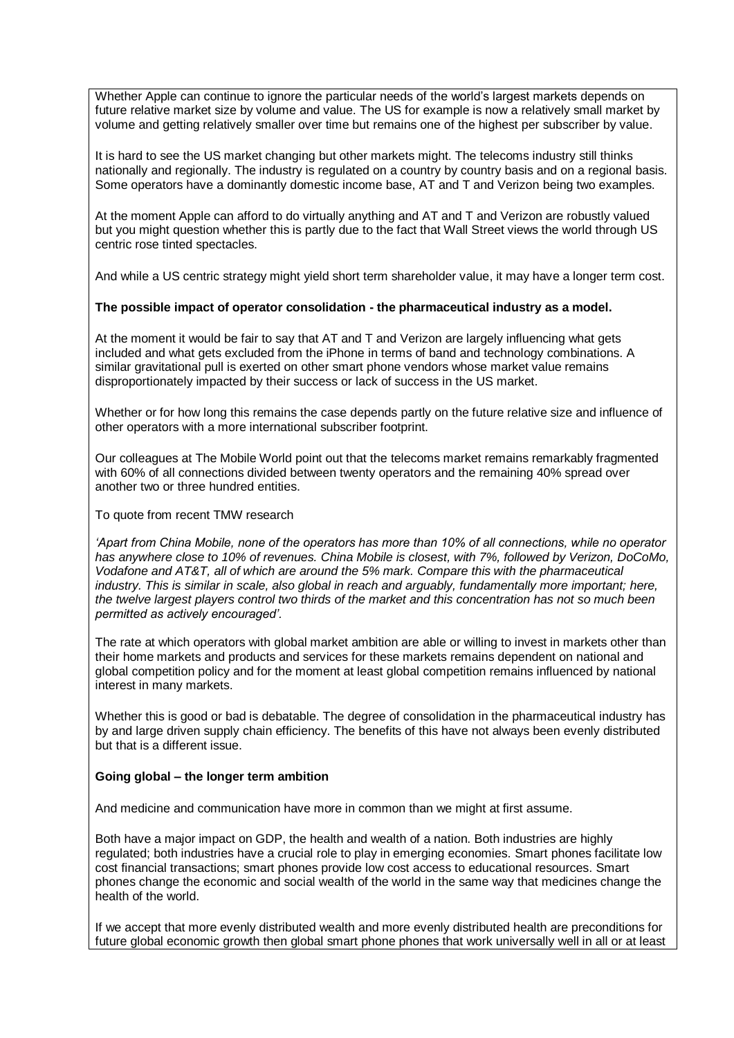Whether Apple can continue to ignore the particular needs of the world's largest markets depends on future relative market size by volume and value. The US for example is now a relatively small market by volume and getting relatively smaller over time but remains one of the highest per subscriber by value.

It is hard to see the US market changing but other markets might. The telecoms industry still thinks nationally and regionally. The industry is regulated on a country by country basis and on a regional basis. Some operators have a dominantly domestic income base, AT and T and Verizon being two examples.

At the moment Apple can afford to do virtually anything and AT and T and Verizon are robustly valued but you might question whether this is partly due to the fact that Wall Street views the world through US centric rose tinted spectacles.

And while a US centric strategy might yield short term shareholder value, it may have a longer term cost.

**The possible impact of operator consolidation - the pharmaceutical industry as a model.**

At the moment it would be fair to say that AT and T and Verizon are largely influencing what gets included and what gets excluded from the iPhone in terms of band and technology combinations. A similar gravitational pull is exerted on other smart phone vendors whose market value remains disproportionately impacted by their success or lack of success in the US market.

Whether or for how long this remains the case depends partly on the future relative size and influence of other operators with a more international subscriber footprint.

Our colleagues at The Mobile World point out that the telecoms market remains remarkably fragmented with 60% of all connections divided between twenty operators and the remaining 40% spread over another two or three hundred entities.

To quote from recent TMW research

*'Apart from China Mobile, none of the operators has more than 10% of all connections, while no operator has anywhere close to 10% of revenues. China Mobile is closest, with 7%, followed by Verizon, DoCoMo, Vodafone and AT&T, all of which are around the 5% mark. Compare this with the pharmaceutical industry. This is similar in scale, also global in reach and arguably, fundamentally more important; here, the twelve largest players control two thirds of the market and this concentration has not so much been permitted as actively encouraged'.*

The rate at which operators with global market ambition are able or willing to invest in markets other than their home markets and products and services for these markets remains dependent on national and global competition policy and for the moment at least global competition remains influenced by national interest in many markets.

Whether this is good or bad is debatable. The degree of consolidation in the pharmaceutical industry has by and large driven supply chain efficiency. The benefits of this have not always been evenly distributed but that is a different issue.

**Going global – the longer term ambition**

And medicine and communication have more in common than we might at first assume.

Both have a major impact on GDP, the health and wealth of a nation. Both industries are highly regulated; both industries have a crucial role to play in emerging economies. Smart phones facilitate low cost financial transactions; smart phones provide low cost access to educational resources. Smart phones change the economic and social wealth of the world in the same way that medicines change the health of the world.

If we accept that more evenly distributed wealth and more evenly distributed health are preconditions for future global economic growth then global smart phone phones that work universally well in all or at least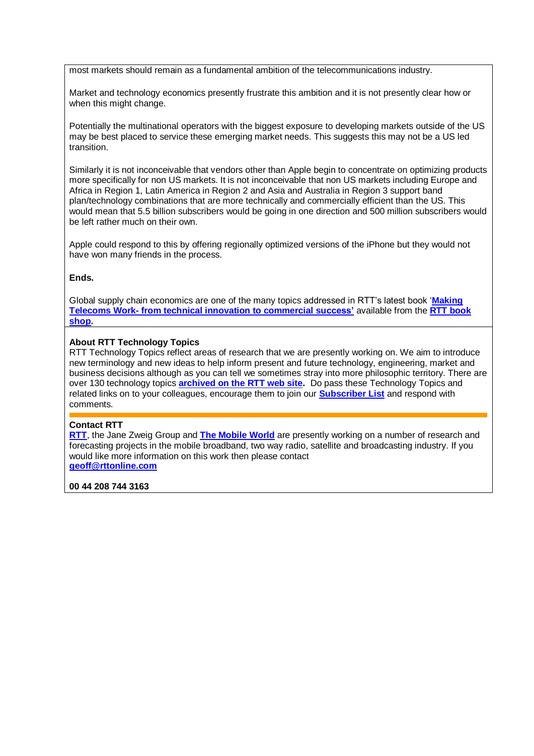most markets should remain as a fundamental ambition of the telecommunications industry.

Market and technology economics presently frustrate this ambition and it is not presently clear how or when this might change.

Potentially the multinational operators with the biggest exposure to developing markets outside of the US may be best placed to service these emerging market needs. This suggests this may not be a US led transition.

Similarly it is not inconceivable that vendors other than Apple begin to concentrate on optimizing products more specifically for non US markets. It is not inconceivable that non US markets including Europe and Africa in Region 1, Latin America in Region 2 and Asia and Australia in Region 3 support band plan/technology combinations that are more technically and commercially efficient than the US. This would mean that 5.5 billion subscribers would be going in one direction and 500 million subscribers would be left rather much on their own.

Apple could respond to this by offering regionally optimized versions of the iPhone but they would not have won many friends in the process.

**Ends.**

Global supply chain economics are one of the many topics addressed in RTT's latest book '**Making Telecoms Work- from technical innovation to commercial success'** available from the **RTT book shop.**

**About RTT Technology Topics**
RTT Technology Topics reflect areas of research that we are presently working on. We aim to introduce new terminology and new ideas to help inform present and future technology, engineering, market and business decisions although as you can tell we sometimes stray into more philosophic territory. There are over 130 technology topics **archived on the RTT web site.** Do pass these Technology Topics and related links on to your colleagues, encourage them to join our **Subscriber List** and respond with comments.

**Contact RTT**
**RTT**, the Jane Zweig Group and **The Mobile World** are presently working on a number of research and forecasting projects in the mobile broadband, two way radio, satellite and broadcasting industry. If you would like more information on this work then please contact
**geoff@rttonline.com**

**00 44 208 744 3163**